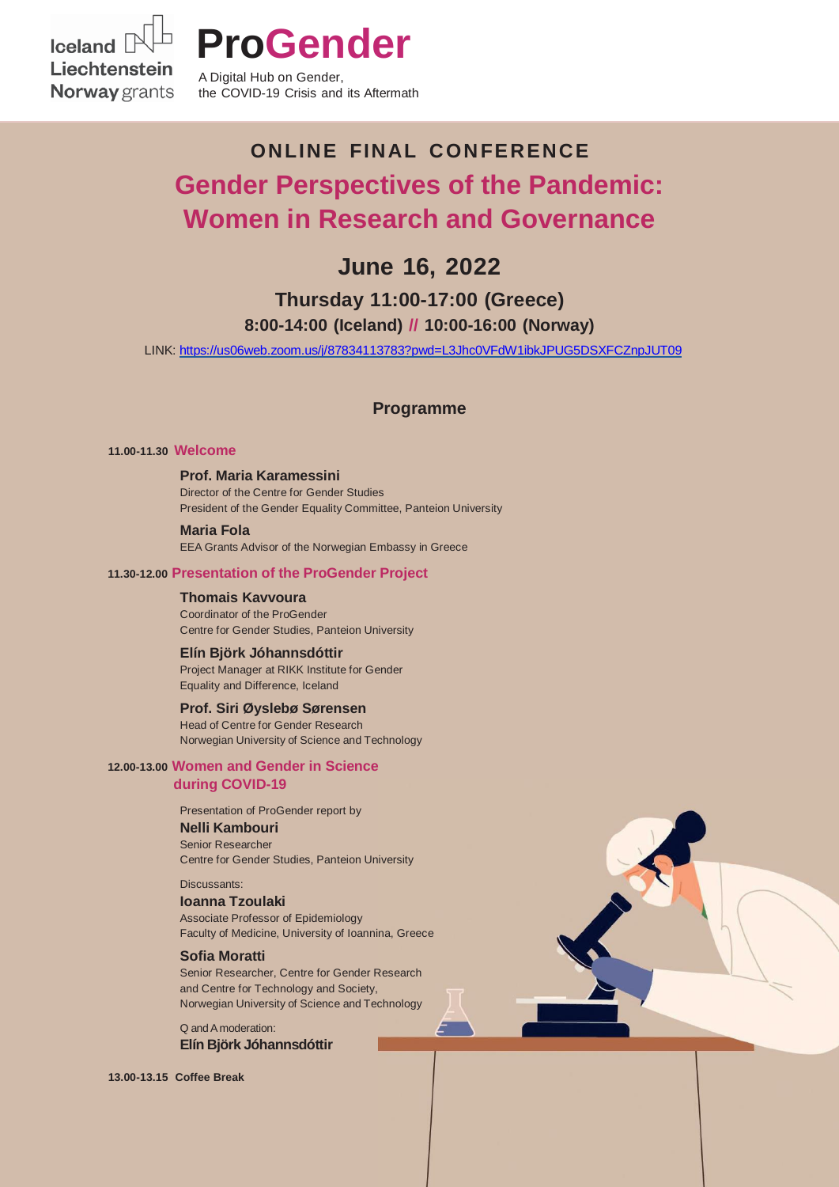Iceland Liechtenstein Norway grants

# ProGender

A Digital Hub on Gender, the COVID-19 Crisis and its Aftermath

## ONLINE FINAL CONFERENCE

# Gender Perspectives of the Pandemic: Women in Research and Governance

## June 16, 2022

### Thursday 11:00-17:00 (Greece)

### 8:00-14:00 (Iceland) // 10:00-16:00 (Norway)

LINK: https://us06web.zoom.us/j/87834113783?pwd=L3Jhc0VFdW1ibkJPUG5DSXFCZnpJUT09

## Programme

**11.00-11.30** **Welcome**

**Prof. Maria Karamessini**
Director of the Centre for Gender Studies
President of the Gender Equality Committee, Panteion University

**Maria Fola**
EEA Grants Advisor of the Norwegian Embassy in Greece

**11.30-12.00** **Presentation of the ProGender Project**

**Thomais Kavvoura**
Coordinator of the ProGender
Centre for Gender Studies, Panteion University

**Elín Björk Jóhannsdóttir**
Project Manager at RIKK Institute for Gender Equality and Difference, Iceland

**Prof. Siri Øyslebø Sørensen**
Head of Centre for Gender Research
Norwegian University of Science and Technology

**12.00-13.00** **Women and Gender in Science during COVID-19**

Presentation of ProGender report by
**Nelli Kambouri**
Senior Researcher
Centre for Gender Studies, Panteion University

Discussants:
**Ioanna Tzoulaki**
Associate Professor of Epidemiology
Faculty of Medicine, University of Ioannina, Greece

**Sofia Moratti**
Senior Researcher, Centre for Gender Research and Centre for Technology and Society,
Norwegian University of Science and Technology

Q and A moderation:
**Elín Björk Jóhannsdóttir**

**13.00-13.15** **Coffee Break**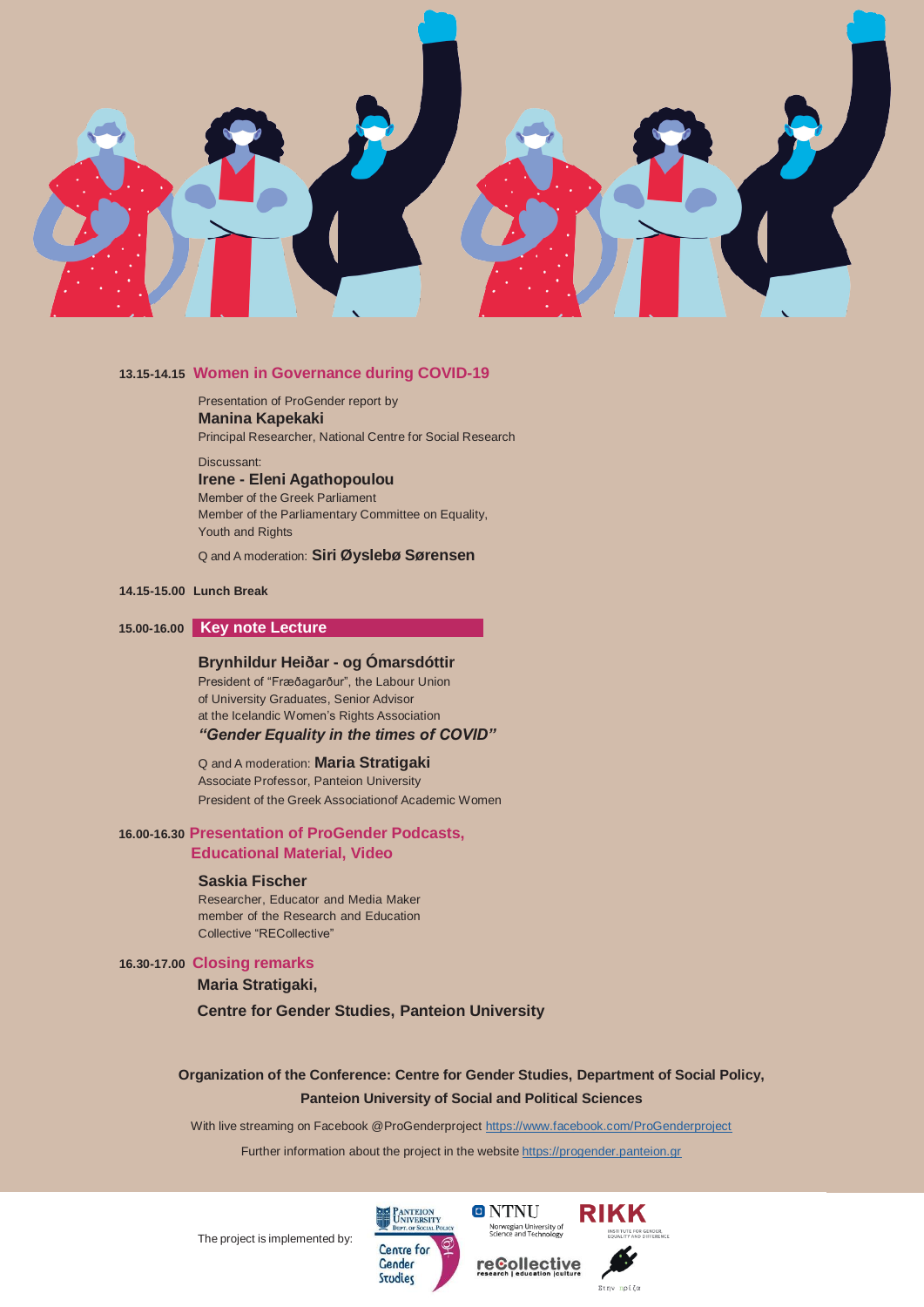**13.15-14.15** **Women in Governance during COVID-19**

Presentation of ProGender report by
**Manina Kapekaki**
Principal Researcher, National Centre for Social Research

Discussant:
**Irene - Eleni Agathopoulou**
Member of the Greek Parliament
Member of the Parliamentary Committee on Equality, Youth and Rights

Q and A moderation: **Siri Øyslebø Sørensen**

**14.15-15.00** **Lunch Break**

**15.00-16.00** **Key note Lecture**

**Brynhildur Heiðar - og Ómarsdóttir**
President of "Fræðagarður", the Labour Union of University Graduates, Senior Advisor at the Icelandic Women's Rights Association
***"Gender Equality in the times of COVID"***

Q and A moderation: **Maria Stratigaki**
Associate Professor, Panteion University
President of the Greek Associationof Academic Women

**16.00-16.30** **Presentation of ProGender Podcasts, Educational Material, Video**

**Saskia Fischer**
Researcher, Educator and Media Maker
member of the Research and Education Collective "RECollective"

**16.30-17.00** **Closing remarks**

**Maria Stratigaki,**

**Centre for Gender Studies, Panteion University**

**Organization of the Conference: Centre for Gender Studies, Department of Social Policy, Panteion University of Social and Political Sciences**

With live streaming on Facebook @ProGenderproject https://www.facebook.com/ProGenderproject

Further information about the project in the website https://progender.panteion.gr

The project is implemented by:

Panteion University Dept. of Social Policy – Centre for Gender Studies
NTNU Norwegian University of Science and Technology
RIKK Institute for Gender, Equality and Difference
reCollective research | education | culture
Στην πρίζα